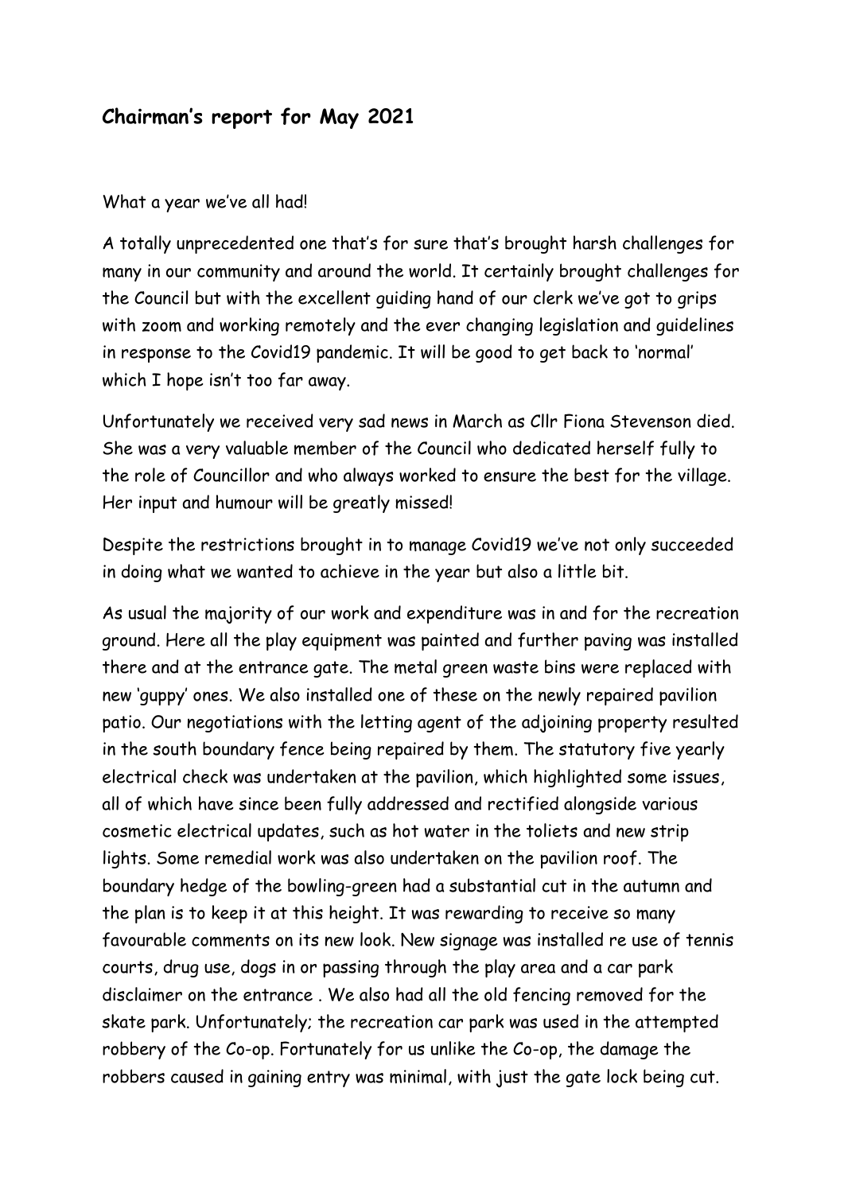## Chairman's report for May 2021

What a year we've all had!

A totally unprecedented one that's for sure that's brought harsh challenges for many in our community and around the world. It certainly brought challenges for the Council but with the excellent guiding hand of our clerk we've got to grips with zoom and working remotely and the ever changing legislation and guidelines in response to the Covid19 pandemic. It will be good to get back to 'normal' which I hope isn't too far away.

Unfortunately we received very sad news in March as Cllr Fiona Stevenson died. She was a very valuable member of the Council who dedicated herself fully to the role of Councillor and who always worked to ensure the best for the village. Her input and humour will be greatly missed!

Despite the restrictions brought in to manage Covid19 we've not only succeeded in doing what we wanted to achieve in the year but also a little bit.

As usual the majority of our work and expenditure was in and for the recreation ground. Here all the play equipment was painted and further paving was installed there and at the entrance gate. The metal green waste bins were replaced with new 'guppy' ones. We also installed one of these on the newly repaired pavilion patio. Our negotiations with the letting agent of the adjoining property resulted in the south boundary fence being repaired by them. The statutory five yearly electrical check was undertaken at the pavilion, which highlighted some issues, all of which have since been fully addressed and rectified alongside various cosmetic electrical updates, such as hot water in the toliets and new strip lights. Some remedial work was also undertaken on the pavilion roof. The boundary hedge of the bowling-green had a substantial cut in the autumn and the plan is to keep it at this height. It was rewarding to receive so many favourable comments on its new look. New signage was installed re use of tennis courts, drug use, dogs in or passing through the play area and a car park disclaimer on the entrance . We also had all the old fencing removed for the skate park. Unfortunately; the recreation car park was used in the attempted robbery of the Co-op. Fortunately for us unlike the Co-op, the damage the robbers caused in gaining entry was minimal, with just the gate lock being cut.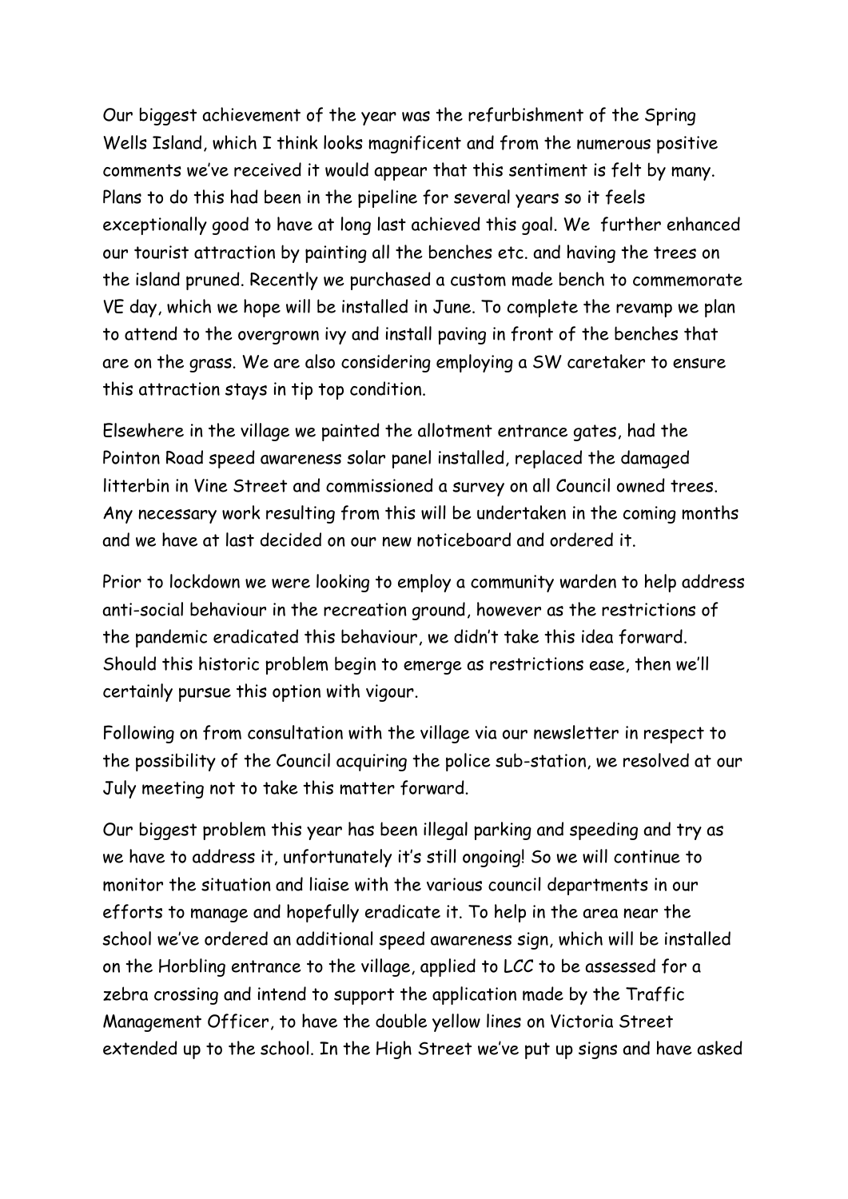Our biggest achievement of the year was the refurbishment of the Spring Wells Island, which I think looks magnificent and from the numerous positive comments we've received it would appear that this sentiment is felt by many. Plans to do this had been in the pipeline for several years so it feels exceptionally good to have at long last achieved this goal. We further enhanced our tourist attraction by painting all the benches etc. and having the trees on the island pruned. Recently we purchased a custom made bench to commemorate VE day, which we hope will be installed in June. To complete the revamp we plan to attend to the overgrown ivy and install paving in front of the benches that are on the grass. We are also considering employing a SW caretaker to ensure this attraction stays in tip top condition.

Elsewhere in the village we painted the allotment entrance gates, had the Pointon Road speed awareness solar panel installed, replaced the damaged litterbin in Vine Street and commissioned a survey on all Council owned trees. Any necessary work resulting from this will be undertaken in the coming months and we have at last decided on our new noticeboard and ordered it.

Prior to lockdown we were looking to employ a community warden to help address anti-social behaviour in the recreation ground, however as the restrictions of the pandemic eradicated this behaviour, we didn't take this idea forward. Should this historic problem begin to emerge as restrictions ease, then we'll certainly pursue this option with vigour.

Following on from consultation with the village via our newsletter in respect to the possibility of the Council acquiring the police sub-station, we resolved at our July meeting not to take this matter forward.

Our biggest problem this year has been illegal parking and speeding and try as we have to address it, unfortunately it's still ongoing! So we will continue to monitor the situation and liaise with the various council departments in our efforts to manage and hopefully eradicate it. To help in the area near the school we've ordered an additional speed awareness sign, which will be installed on the Horbling entrance to the village, applied to LCC to be assessed for a zebra crossing and intend to support the application made by the Traffic Management Officer, to have the double yellow lines on Victoria Street extended up to the school. In the High Street we've put up signs and have asked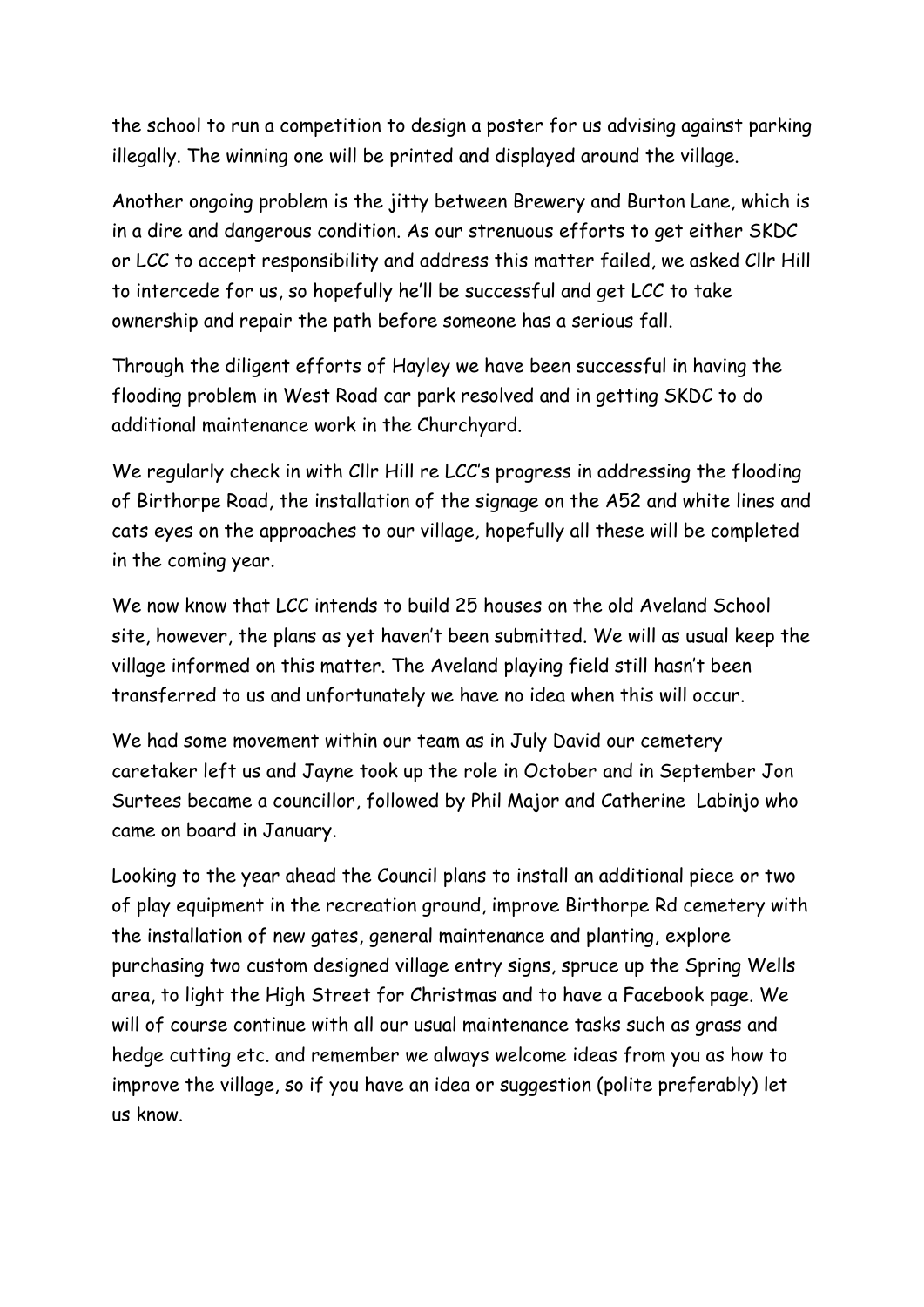the school to run a competition to design a poster for us advising against parking illegally. The winning one will be printed and displayed around the village.

Another ongoing problem is the jitty between Brewery and Burton Lane, which is in a dire and dangerous condition. As our strenuous efforts to get either SKDC or LCC to accept responsibility and address this matter failed, we asked Cllr Hill to intercede for us, so hopefully he'll be successful and get LCC to take ownership and repair the path before someone has a serious fall.

Through the diligent efforts of Hayley we have been successful in having the flooding problem in West Road car park resolved and in getting SKDC to do additional maintenance work in the Churchyard.

We regularly check in with Cllr Hill re LCC's progress in addressing the flooding of Birthorpe Road, the installation of the signage on the A52 and white lines and cats eyes on the approaches to our village, hopefully all these will be completed in the coming year.

We now know that LCC intends to build 25 houses on the old Aveland School site, however, the plans as yet haven't been submitted. We will as usual keep the village informed on this matter. The Aveland playing field still hasn't been transferred to us and unfortunately we have no idea when this will occur.

We had some movement within our team as in July David our cemetery caretaker left us and Jayne took up the role in October and in September Jon Surtees became a councillor, followed by Phil Major and Catherine Labinjo who came on board in January.

Looking to the year ahead the Council plans to install an additional piece or two of play equipment in the recreation ground, improve Birthorpe Rd cemetery with the installation of new gates, general maintenance and planting, explore purchasing two custom designed village entry signs, spruce up the Spring Wells area, to light the High Street for Christmas and to have a Facebook page. We will of course continue with all our usual maintenance tasks such as grass and hedge cutting etc. and remember we always welcome ideas from you as how to improve the village, so if you have an idea or suggestion (polite preferably) let us know.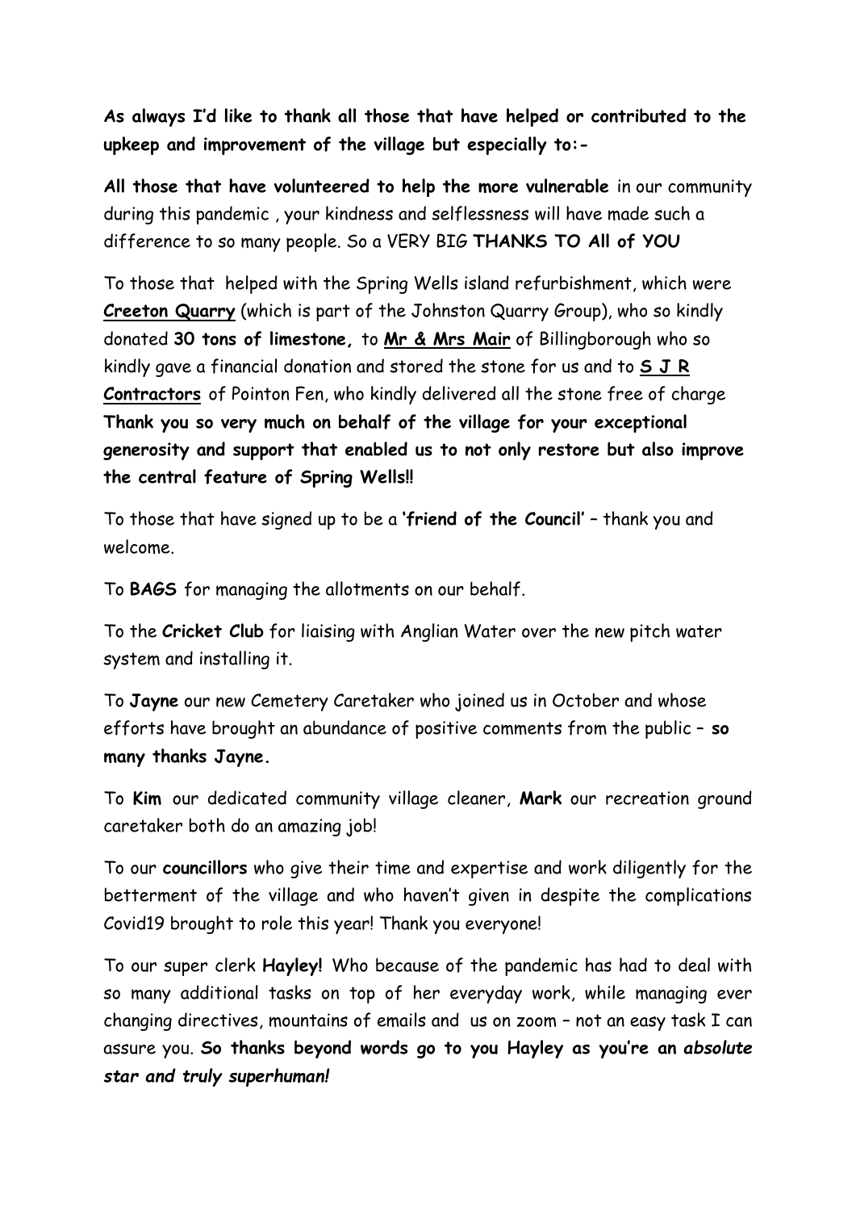**As always I'd like to thank all those that have helped or contributed to the upkeep and improvement of the village but especially to:-**

**All those that have volunteered to help the more vulnerable** in our community during this pandemic , your kindness and selflessness will have made such a difference to so many people. So a VERY BIG **THANKS TO All of YOU**

To those that helped with the Spring Wells island refurbishment, which were **Creeton Quarry** (which is part of the Johnston Quarry Group), who so kindly donated **30 tons of limestone,** to **Mr & Mrs Mair** of Billingborough who so kindly gave a financial donation and stored the stone for us and to **S J R Contractors** of Pointon Fen, who kindly delivered all the stone free of charge **Thank you so very much on behalf of the village for your exceptional generosity and support that enabled us to not only restore but also improve the central feature of Spring Wells!!**

To those that have signed up to be a '**friend of the Council**' – thank you and welcome.

To **BAGS** for managing the allotments on our behalf.

To the **Cricket Club** for liaising with Anglian Water over the new pitch water system and installing it.

To **Jayne** our new Cemetery Caretaker who joined us in October and whose efforts have brought an abundance of positive comments from the public – **so many thanks Jayne.**

To **Kim** our dedicated community village cleaner, **Mark** our recreation ground caretaker both do an amazing job!

To our **councillors** who give their time and expertise and work diligently for the betterment of the village and who haven't given in despite the complications Covid19 brought to role this year! Thank you everyone!

To our super clerk **Hayley!** Who because of the pandemic has had to deal with so many additional tasks on top of her everyday work, while managing ever changing directives, mountains of emails and us on zoom – not an easy task I can assure you. **So thanks beyond words go to you Hayley as you're an *absolute star and truly superhuman!***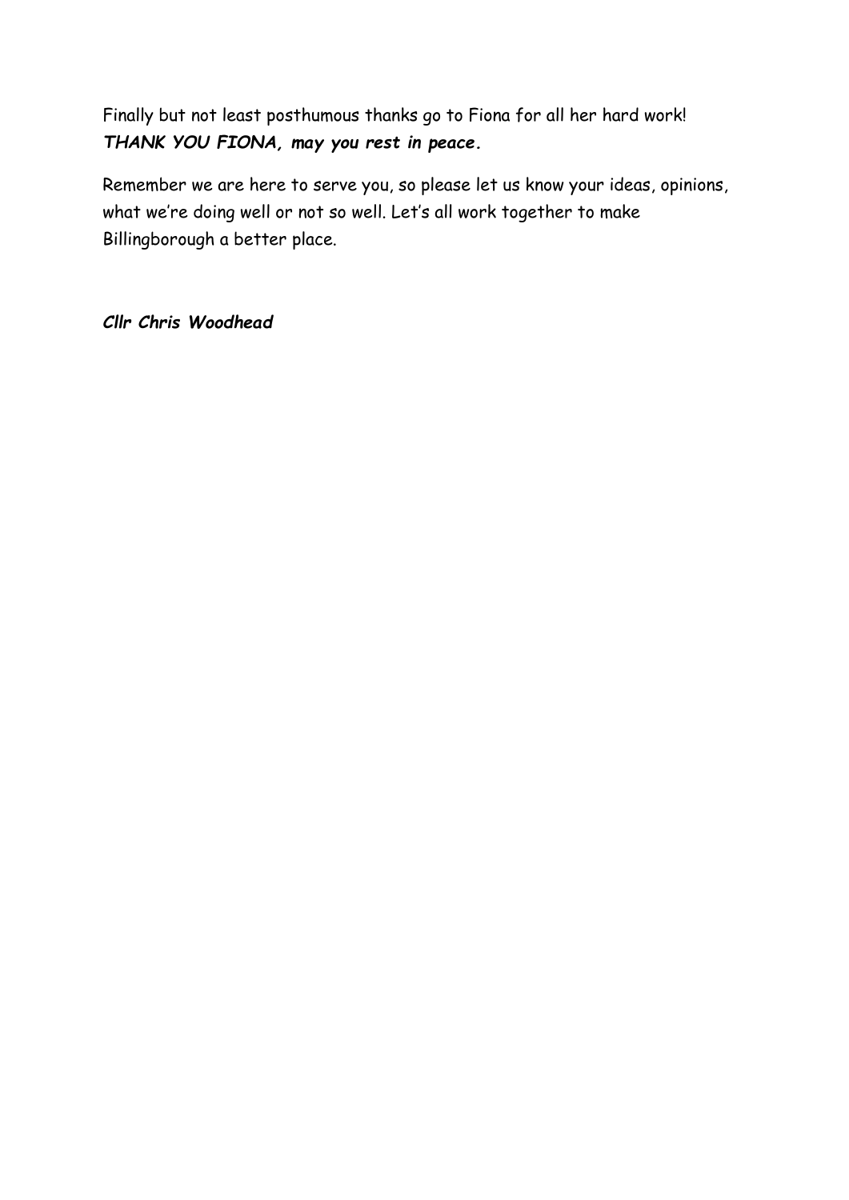Finally but not least posthumous thanks go to Fiona for all her hard work!
***THANK YOU FIONA, may you rest in peace.***

Remember we are here to serve you, so please let us know your ideas, opinions, what we're doing well or not so well. Let's all work together to make Billingborough a better place.

***Cllr Chris Woodhead***